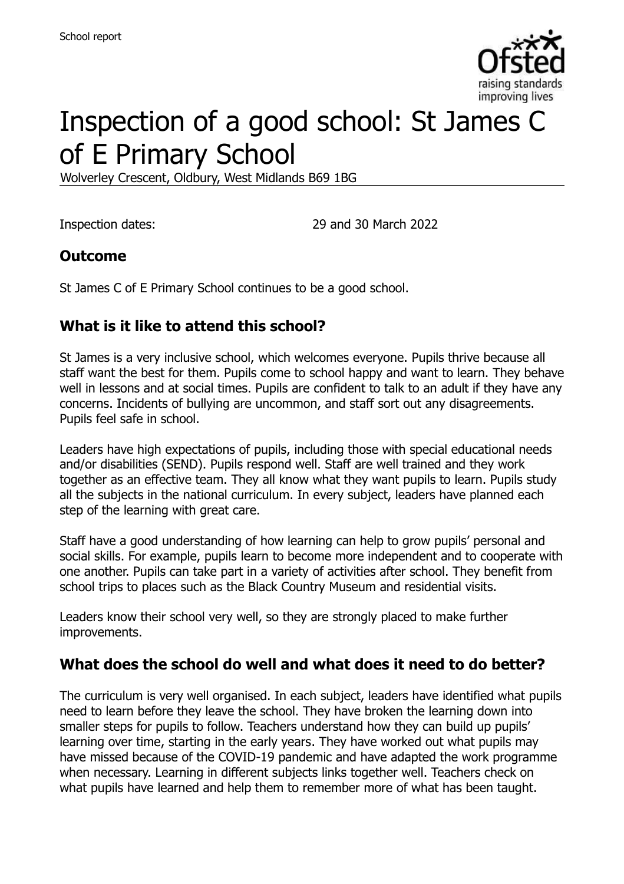# Inspection of a good school: St James C of E Primary School

Wolverley Crescent, Oldbury, West Midlands B69 1BG

Inspection dates: 29 and 30 March 2022

## Outcome

St James C of E Primary School continues to be a good school.

## What is it like to attend this school?

St James is a very inclusive school, which welcomes everyone. Pupils thrive because all staff want the best for them. Pupils come to school happy and want to learn. They behave well in lessons and at social times. Pupils are confident to talk to an adult if they have any concerns. Incidents of bullying are uncommon, and staff sort out any disagreements. Pupils feel safe in school.

Leaders have high expectations of pupils, including those with special educational needs and/or disabilities (SEND). Pupils respond well. Staff are well trained and they work together as an effective team. They all know what they want pupils to learn. Pupils study all the subjects in the national curriculum. In every subject, leaders have planned each step of the learning with great care.

Staff have a good understanding of how learning can help to grow pupils' personal and social skills. For example, pupils learn to become more independent and to cooperate with one another. Pupils can take part in a variety of activities after school. They benefit from school trips to places such as the Black Country Museum and residential visits.

Leaders know their school very well, so they are strongly placed to make further improvements.

## What does the school do well and what does it need to do better?

The curriculum is very well organised. In each subject, leaders have identified what pupils need to learn before they leave the school. They have broken the learning down into smaller steps for pupils to follow. Teachers understand how they can build up pupils' learning over time, starting in the early years. They have worked out what pupils may have missed because of the COVID-19 pandemic and have adapted the work programme when necessary. Learning in different subjects links together well. Teachers check on what pupils have learned and help them to remember more of what has been taught.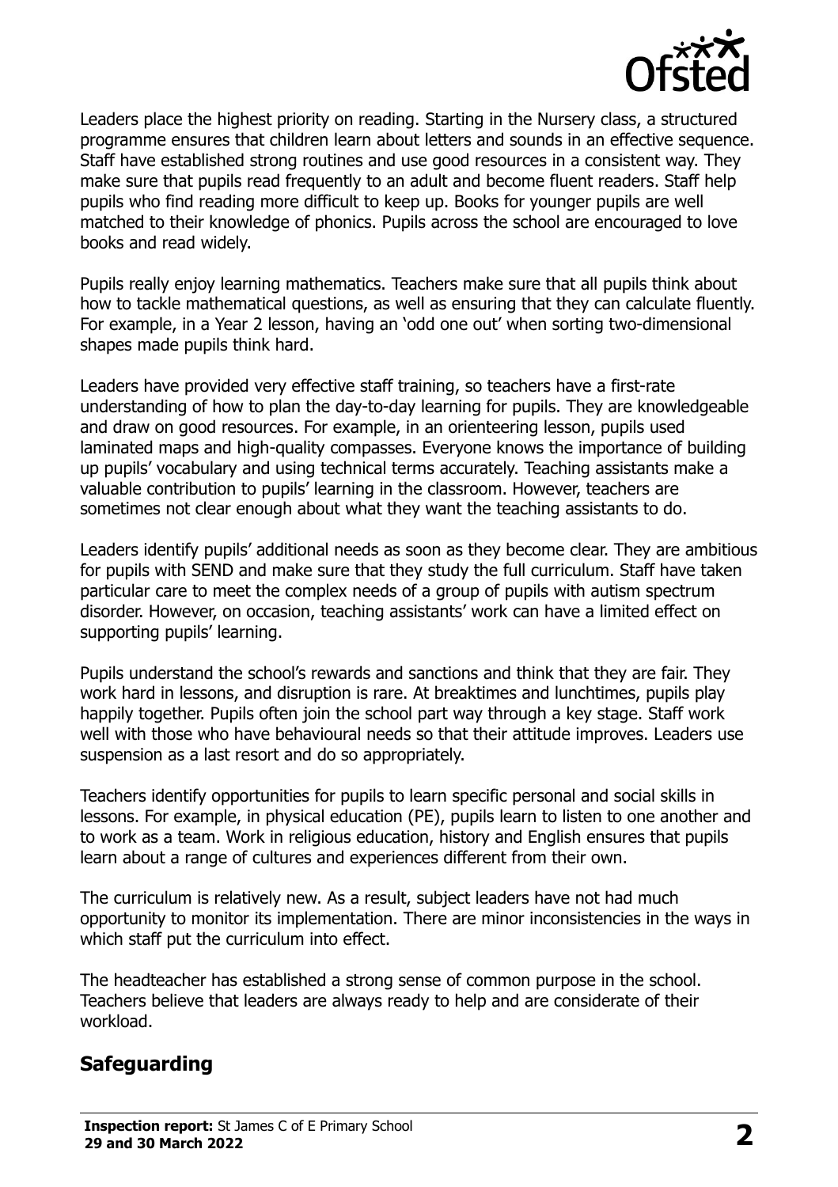Leaders place the highest priority on reading. Starting in the Nursery class, a structured programme ensures that children learn about letters and sounds in an effective sequence. Staff have established strong routines and use good resources in a consistent way. They make sure that pupils read frequently to an adult and become fluent readers. Staff help pupils who find reading more difficult to keep up. Books for younger pupils are well matched to their knowledge of phonics. Pupils across the school are encouraged to love books and read widely.

Pupils really enjoy learning mathematics. Teachers make sure that all pupils think about how to tackle mathematical questions, as well as ensuring that they can calculate fluently. For example, in a Year 2 lesson, having an 'odd one out' when sorting two-dimensional shapes made pupils think hard.

Leaders have provided very effective staff training, so teachers have a first-rate understanding of how to plan the day-to-day learning for pupils. They are knowledgeable and draw on good resources. For example, in an orienteering lesson, pupils used laminated maps and high-quality compasses. Everyone knows the importance of building up pupils' vocabulary and using technical terms accurately. Teaching assistants make a valuable contribution to pupils' learning in the classroom. However, teachers are sometimes not clear enough about what they want the teaching assistants to do.

Leaders identify pupils' additional needs as soon as they become clear. They are ambitious for pupils with SEND and make sure that they study the full curriculum. Staff have taken particular care to meet the complex needs of a group of pupils with autism spectrum disorder. However, on occasion, teaching assistants' work can have a limited effect on supporting pupils' learning.

Pupils understand the school's rewards and sanctions and think that they are fair. They work hard in lessons, and disruption is rare. At breaktimes and lunchtimes, pupils play happily together. Pupils often join the school part way through a key stage. Staff work well with those who have behavioural needs so that their attitude improves. Leaders use suspension as a last resort and do so appropriately.

Teachers identify opportunities for pupils to learn specific personal and social skills in lessons. For example, in physical education (PE), pupils learn to listen to one another and to work as a team. Work in religious education, history and English ensures that pupils learn about a range of cultures and experiences different from their own.

The curriculum is relatively new. As a result, subject leaders have not had much opportunity to monitor its implementation. There are minor inconsistencies in the ways in which staff put the curriculum into effect.

The headteacher has established a strong sense of common purpose in the school. Teachers believe that leaders are always ready to help and are considerate of their workload.

## Safeguarding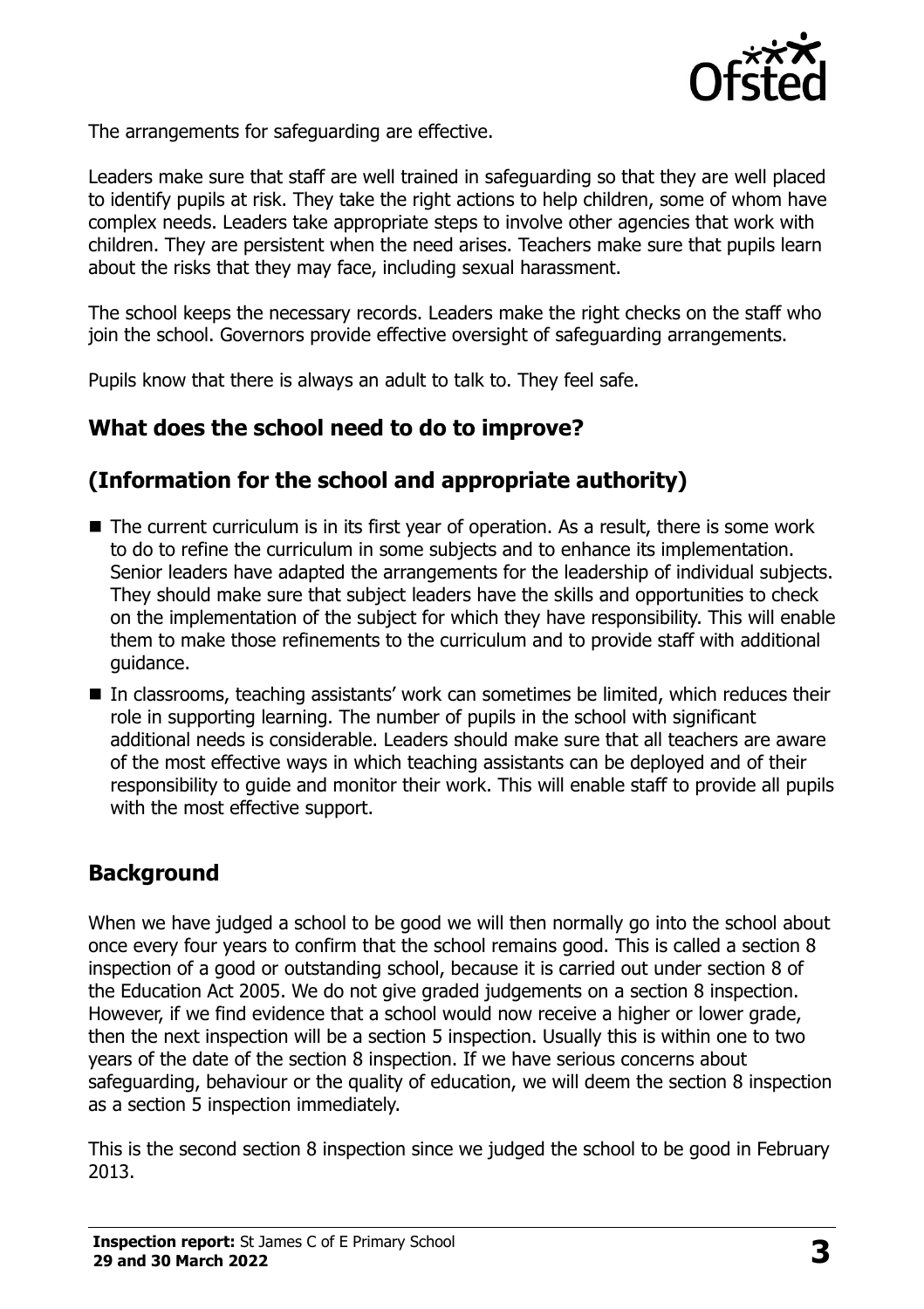The arrangements for safeguarding are effective.

Leaders make sure that staff are well trained in safeguarding so that they are well placed to identify pupils at risk. They take the right actions to help children, some of whom have complex needs. Leaders take appropriate steps to involve other agencies that work with children. They are persistent when the need arises. Teachers make sure that pupils learn about the risks that they may face, including sexual harassment.

The school keeps the necessary records. Leaders make the right checks on the staff who join the school. Governors provide effective oversight of safeguarding arrangements.

Pupils know that there is always an adult to talk to. They feel safe.

## What does the school need to do to improve?

## (Information for the school and appropriate authority)

- The current curriculum is in its first year of operation. As a result, there is some work to do to refine the curriculum in some subjects and to enhance its implementation. Senior leaders have adapted the arrangements for the leadership of individual subjects. They should make sure that subject leaders have the skills and opportunities to check on the implementation of the subject for which they have responsibility. This will enable them to make those refinements to the curriculum and to provide staff with additional guidance.
- In classrooms, teaching assistants' work can sometimes be limited, which reduces their role in supporting learning. The number of pupils in the school with significant additional needs is considerable. Leaders should make sure that all teachers are aware of the most effective ways in which teaching assistants can be deployed and of their responsibility to guide and monitor their work. This will enable staff to provide all pupils with the most effective support.

## Background

When we have judged a school to be good we will then normally go into the school about once every four years to confirm that the school remains good. This is called a section 8 inspection of a good or outstanding school, because it is carried out under section 8 of the Education Act 2005. We do not give graded judgements on a section 8 inspection. However, if we find evidence that a school would now receive a higher or lower grade, then the next inspection will be a section 5 inspection. Usually this is within one to two years of the date of the section 8 inspection. If we have serious concerns about safeguarding, behaviour or the quality of education, we will deem the section 8 inspection as a section 5 inspection immediately.

This is the second section 8 inspection since we judged the school to be good in February 2013.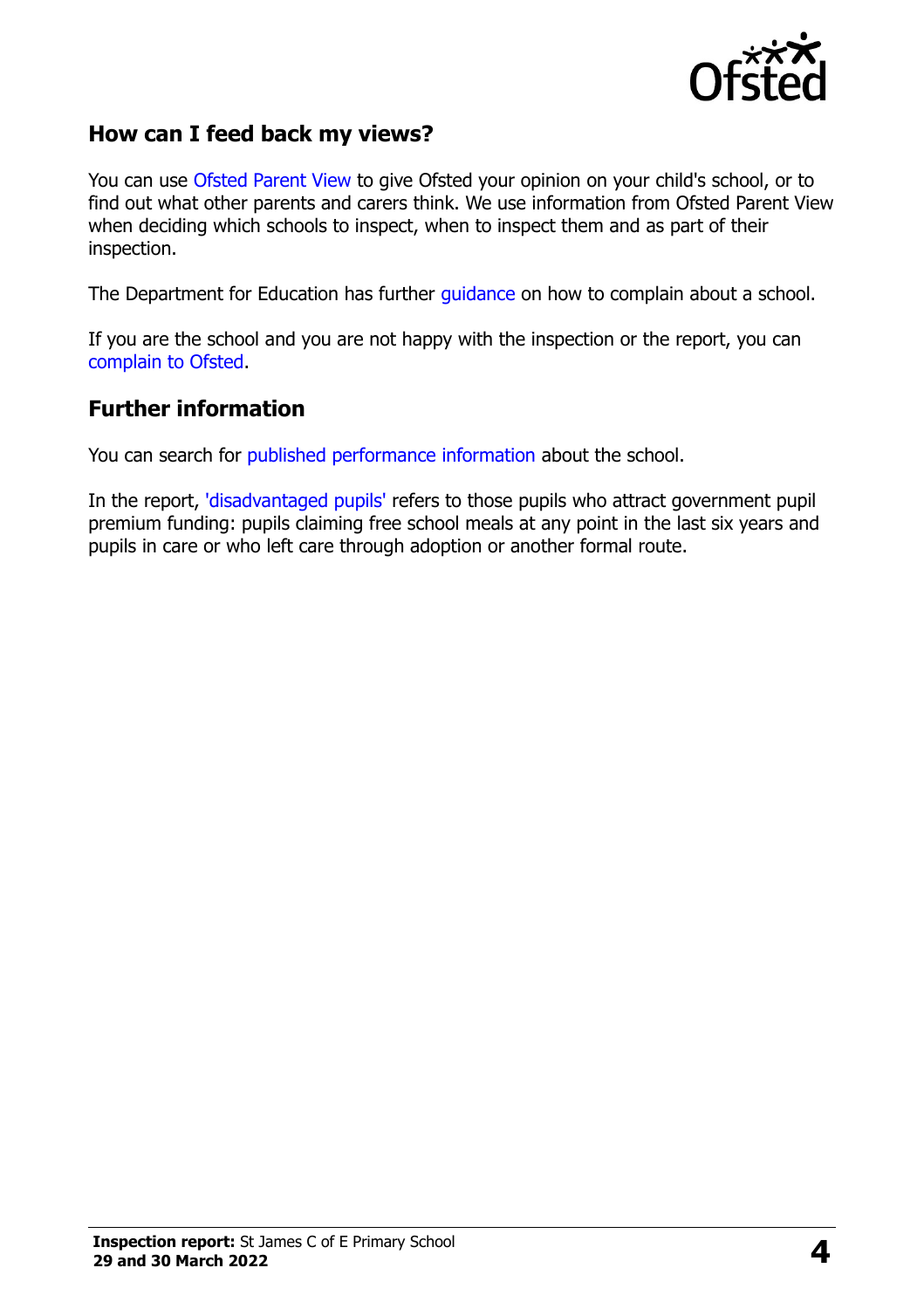## How can I feed back my views?

You can use Ofsted Parent View to give Ofsted your opinion on your child's school, or to find out what other parents and carers think. We use information from Ofsted Parent View when deciding which schools to inspect, when to inspect them and as part of their inspection.

The Department for Education has further guidance on how to complain about a school.

If you are the school and you are not happy with the inspection or the report, you can complain to Ofsted.

## Further information

You can search for published performance information about the school.

In the report, 'disadvantaged pupils' refers to those pupils who attract government pupil premium funding: pupils claiming free school meals at any point in the last six years and pupils in care or who left care through adoption or another formal route.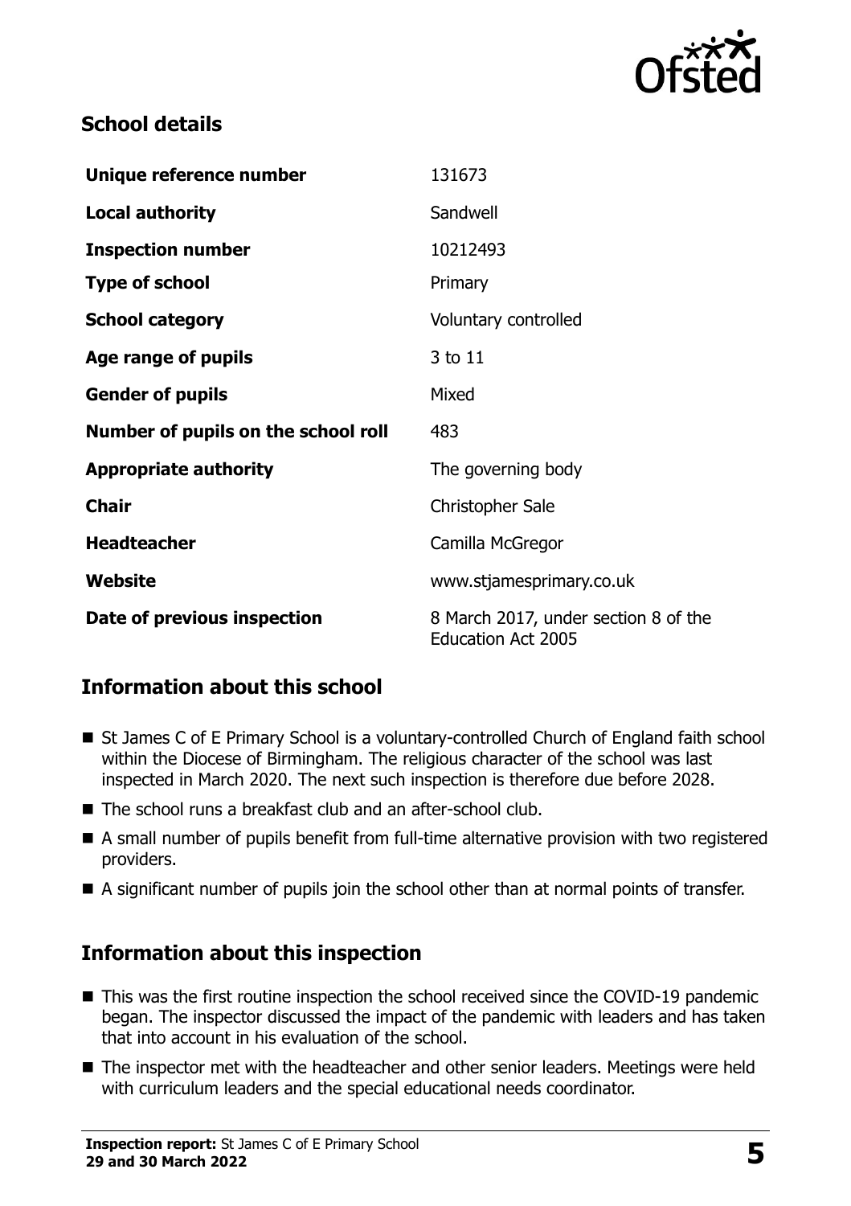## School details

| | |
|---|---|
| **Unique reference number** | 131673 |
| **Local authority** | Sandwell |
| **Inspection number** | 10212493 |
| **Type of school** | Primary |
| **School category** | Voluntary controlled |
| **Age range of pupils** | 3 to 11 |
| **Gender of pupils** | Mixed |
| **Number of pupils on the school roll** | 483 |
| **Appropriate authority** | The governing body |
| **Chair** | Christopher Sale |
| **Headteacher** | Camilla McGregor |
| **Website** | www.stjamesprimary.co.uk |
| **Date of previous inspection** | 8 March 2017, under section 8 of the Education Act 2005 |

## Information about this school

- St James C of E Primary School is a voluntary-controlled Church of England faith school within the Diocese of Birmingham. The religious character of the school was last inspected in March 2020. The next such inspection is therefore due before 2028.
- The school runs a breakfast club and an after-school club.
- A small number of pupils benefit from full-time alternative provision with two registered providers.
- A significant number of pupils join the school other than at normal points of transfer.

## Information about this inspection

- This was the first routine inspection the school received since the COVID-19 pandemic began. The inspector discussed the impact of the pandemic with leaders and has taken that into account in his evaluation of the school.
- The inspector met with the headteacher and other senior leaders. Meetings were held with curriculum leaders and the special educational needs coordinator.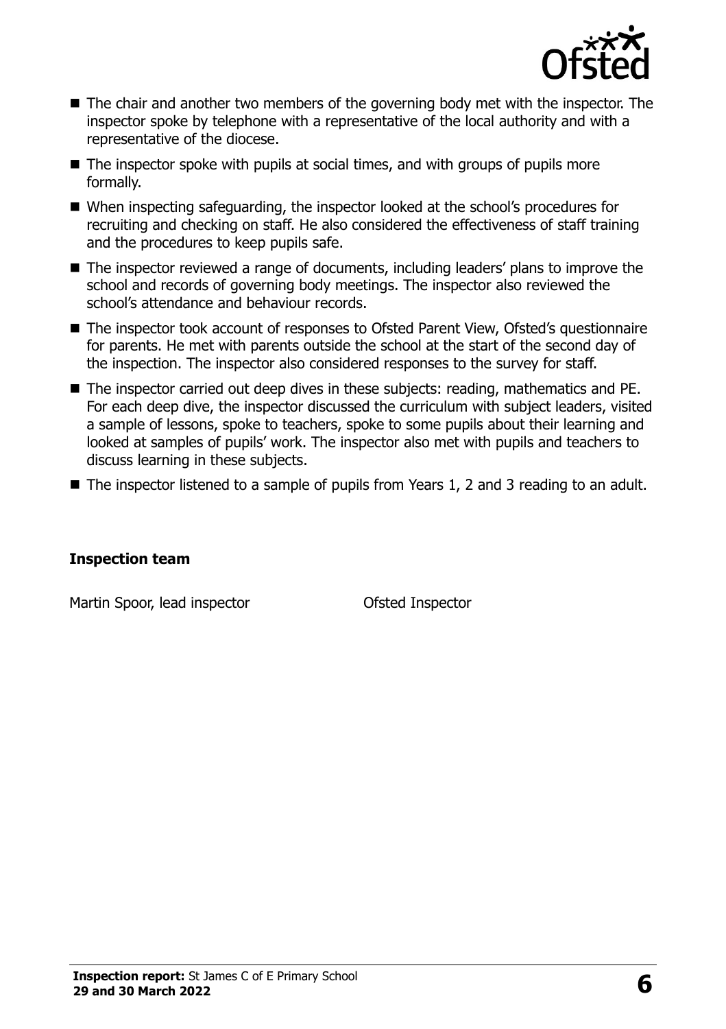- The chair and another two members of the governing body met with the inspector. The inspector spoke by telephone with a representative of the local authority and with a representative of the diocese.
- The inspector spoke with pupils at social times, and with groups of pupils more formally.
- When inspecting safeguarding, the inspector looked at the school's procedures for recruiting and checking on staff. He also considered the effectiveness of staff training and the procedures to keep pupils safe.
- The inspector reviewed a range of documents, including leaders' plans to improve the school and records of governing body meetings. The inspector also reviewed the school's attendance and behaviour records.
- The inspector took account of responses to Ofsted Parent View, Ofsted's questionnaire for parents. He met with parents outside the school at the start of the second day of the inspection. The inspector also considered responses to the survey for staff.
- The inspector carried out deep dives in these subjects: reading, mathematics and PE. For each deep dive, the inspector discussed the curriculum with subject leaders, visited a sample of lessons, spoke to teachers, spoke to some pupils about their learning and looked at samples of pupils' work. The inspector also met with pupils and teachers to discuss learning in these subjects.
- The inspector listened to a sample of pupils from Years 1, 2 and 3 reading to an adult.

**Inspection team**

| | |
|---|---|
| Martin Spoor, lead inspector | Ofsted Inspector |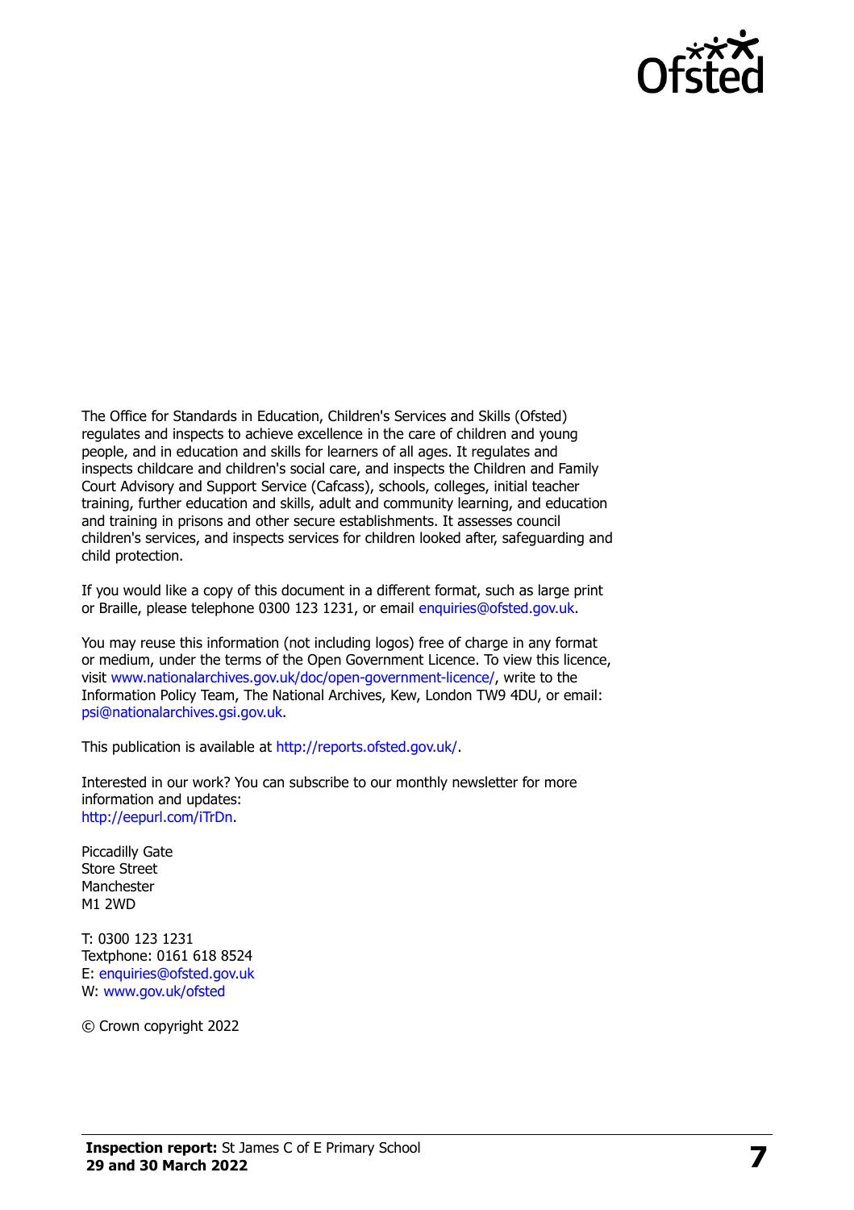The Office for Standards in Education, Children's Services and Skills (Ofsted) regulates and inspects to achieve excellence in the care of children and young people, and in education and skills for learners of all ages. It regulates and inspects childcare and children's social care, and inspects the Children and Family Court Advisory and Support Service (Cafcass), schools, colleges, initial teacher training, further education and skills, adult and community learning, and education and training in prisons and other secure establishments. It assesses council children's services, and inspects services for children looked after, safeguarding and child protection.

If you would like a copy of this document in a different format, such as large print or Braille, please telephone 0300 123 1231, or email enquiries@ofsted.gov.uk.

You may reuse this information (not including logos) free of charge in any format or medium, under the terms of the Open Government Licence. To view this licence, visit www.nationalarchives.gov.uk/doc/open-government-licence/, write to the Information Policy Team, The National Archives, Kew, London TW9 4DU, or email: psi@nationalarchives.gsi.gov.uk.

This publication is available at http://reports.ofsted.gov.uk/.

Interested in our work? You can subscribe to our monthly newsletter for more information and updates:
http://eepurl.com/iTrDn.

Piccadilly Gate
Store Street
Manchester
M1 2WD

T: 0300 123 1231
Textphone: 0161 618 8524
E: enquiries@ofsted.gov.uk
W: www.gov.uk/ofsted

© Crown copyright 2022